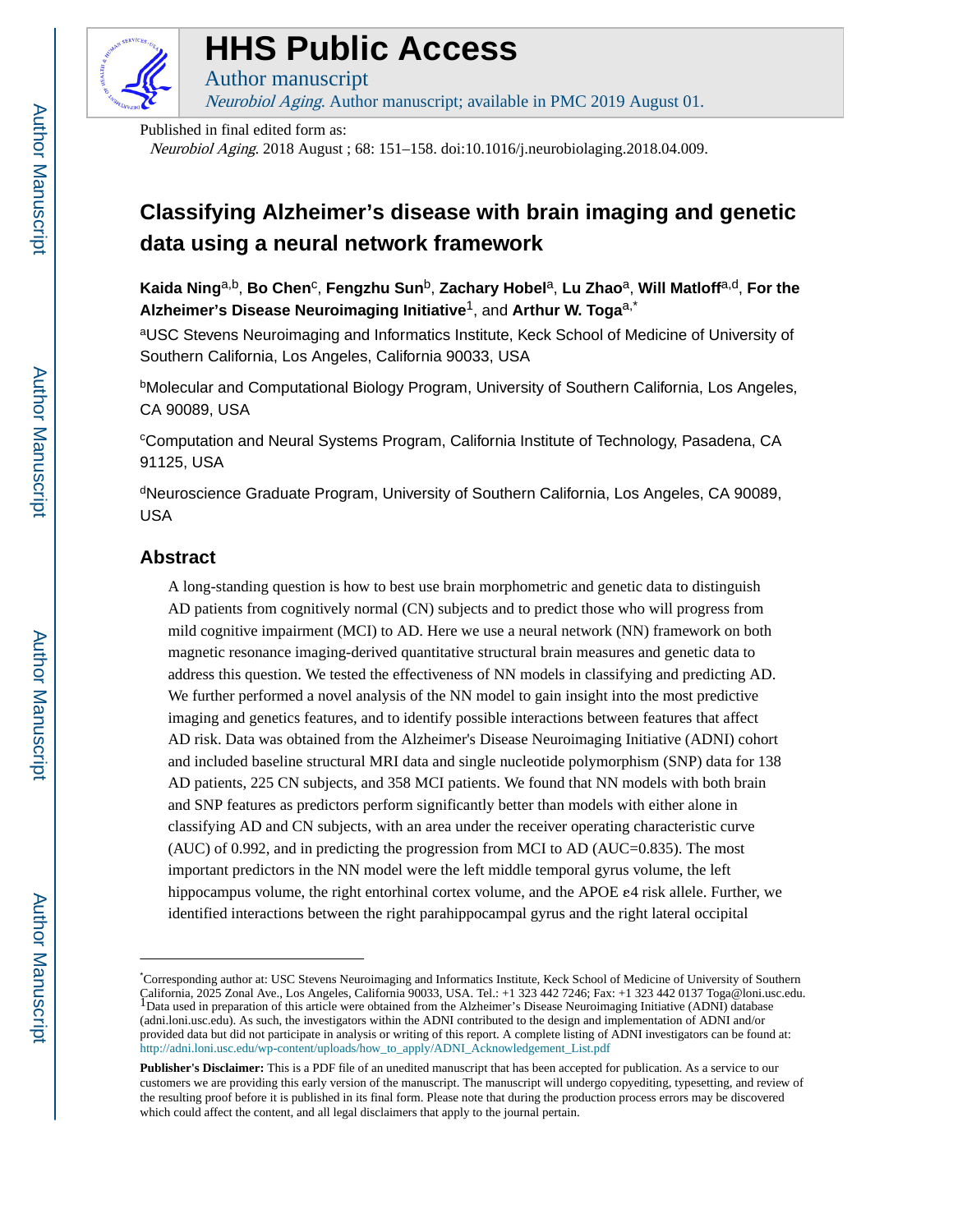# HHS Public Access

Author manuscript

*Neurobiol Aging*. Author manuscript; available in PMC 2019 August 01.

Published in final edited form as:

*Neurobiol Aging*. 2018 August ; 68: 151–158. doi:10.1016/j.neurobiolaging.2018.04.009.

# Classifying Alzheimer's disease with brain imaging and genetic data using a neural network framework

**Kaida Ning**[a,b], **Bo Chen**[c], **Fengzhu Sun**[b], **Zachary Hobel**[a], **Lu Zhao**[a], **Will Matloff**[a,d], **For the Alzheimer's Disease Neuroimaging Initiative**[1], and **Arthur W. Toga**[a,*]

[a]USC Stevens Neuroimaging and Informatics Institute, Keck School of Medicine of University of Southern California, Los Angeles, California 90033, USA

[b]Molecular and Computational Biology Program, University of Southern California, Los Angeles, CA 90089, USA

[c]Computation and Neural Systems Program, California Institute of Technology, Pasadena, CA 91125, USA

[d]Neuroscience Graduate Program, University of Southern California, Los Angeles, CA 90089, USA

## Abstract

A long-standing question is how to best use brain morphometric and genetic data to distinguish AD patients from cognitively normal (CN) subjects and to predict those who will progress from mild cognitive impairment (MCI) to AD. Here we use a neural network (NN) framework on both magnetic resonance imaging-derived quantitative structural brain measures and genetic data to address this question. We tested the effectiveness of NN models in classifying and predicting AD. We further performed a novel analysis of the NN model to gain insight into the most predictive imaging and genetics features, and to identify possible interactions between features that affect AD risk. Data was obtained from the Alzheimer's Disease Neuroimaging Initiative (ADNI) cohort and included baseline structural MRI data and single nucleotide polymorphism (SNP) data for 138 AD patients, 225 CN subjects, and 358 MCI patients. We found that NN models with both brain and SNP features as predictors perform significantly better than models with either alone in classifying AD and CN subjects, with an area under the receiver operating characteristic curve (AUC) of 0.992, and in predicting the progression from MCI to AD (AUC=0.835). The most important predictors in the NN model were the left middle temporal gyrus volume, the left hippocampus volume, the right entorhinal cortex volume, and the APOE ε4 risk allele. Further, we identified interactions between the right parahippocampal gyrus and the right lateral occipital

---

[*]Corresponding author at: USC Stevens Neuroimaging and Informatics Institute, Keck School of Medicine of University of Southern California, 2025 Zonal Ave., Los Angeles, California 90033, USA. Tel.: +1 323 442 7246; Fax: +1 323 442 0137 Toga@loni.usc.edu.

[1]Data used in preparation of this article were obtained from the Alzheimer's Disease Neuroimaging Initiative (ADNI) database (adni.loni.usc.edu). As such, the investigators within the ADNI contributed to the design and implementation of ADNI and/or provided data but did not participate in analysis or writing of this report. A complete listing of ADNI investigators can be found at: http://adni.loni.usc.edu/wp-content/uploads/how_to_apply/ADNI_Acknowledgement_List.pdf

**Publisher's Disclaimer:** This is a PDF file of an unedited manuscript that has been accepted for publication. As a service to our customers we are providing this early version of the manuscript. The manuscript will undergo copyediting, typesetting, and review of the resulting proof before it is published in its final form. Please note that during the production process errors may be discovered which could affect the content, and all legal disclaimers that apply to the journal pertain.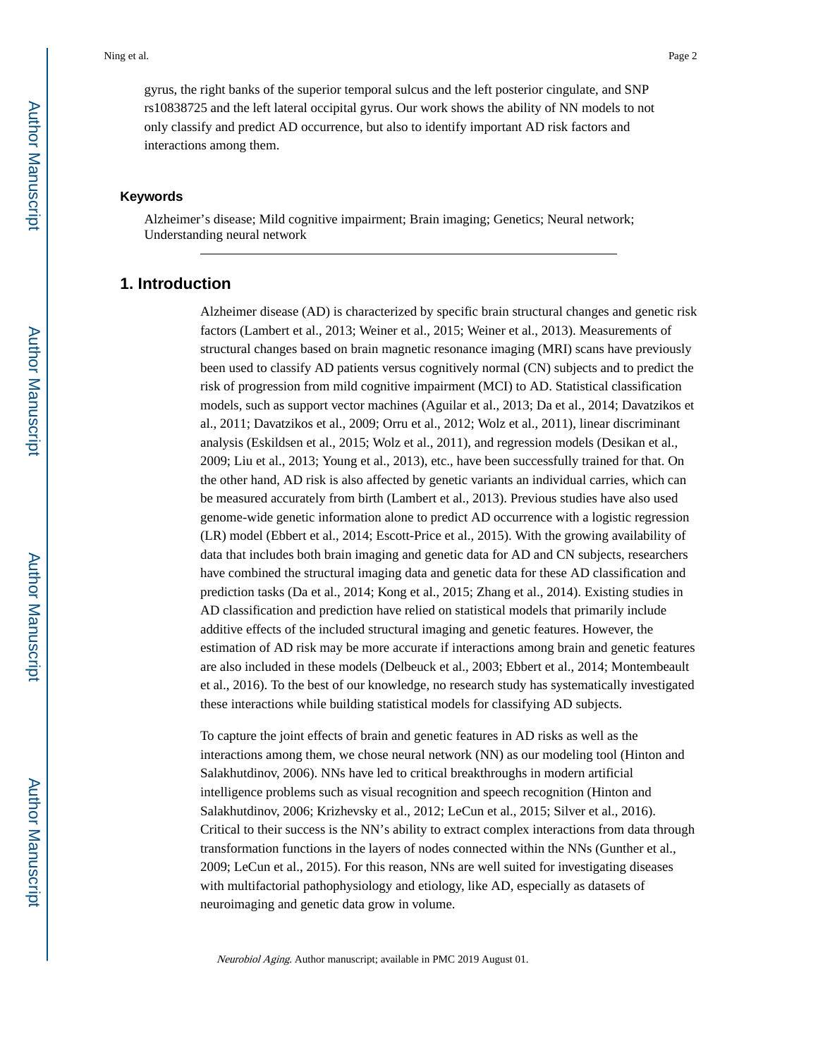gyrus, the right banks of the superior temporal sulcus and the left posterior cingulate, and SNP rs10838725 and the left lateral occipital gyrus. Our work shows the ability of NN models to not only classify and predict AD occurrence, but also to identify important AD risk factors and interactions among them.

### Keywords

Alzheimer's disease; Mild cognitive impairment; Brain imaging; Genetics; Neural network; Understanding neural network

## 1. Introduction

Alzheimer disease (AD) is characterized by specific brain structural changes and genetic risk factors (Lambert et al., 2013; Weiner et al., 2015; Weiner et al., 2013). Measurements of structural changes based on brain magnetic resonance imaging (MRI) scans have previously been used to classify AD patients versus cognitively normal (CN) subjects and to predict the risk of progression from mild cognitive impairment (MCI) to AD. Statistical classification models, such as support vector machines (Aguilar et al., 2013; Da et al., 2014; Davatzikos et al., 2011; Davatzikos et al., 2009; Orru et al., 2012; Wolz et al., 2011), linear discriminant analysis (Eskildsen et al., 2015; Wolz et al., 2011), and regression models (Desikan et al., 2009; Liu et al., 2013; Young et al., 2013), etc., have been successfully trained for that. On the other hand, AD risk is also affected by genetic variants an individual carries, which can be measured accurately from birth (Lambert et al., 2013). Previous studies have also used genome-wide genetic information alone to predict AD occurrence with a logistic regression (LR) model (Ebbert et al., 2014; Escott-Price et al., 2015). With the growing availability of data that includes both brain imaging and genetic data for AD and CN subjects, researchers have combined the structural imaging data and genetic data for these AD classification and prediction tasks (Da et al., 2014; Kong et al., 2015; Zhang et al., 2014). Existing studies in AD classification and prediction have relied on statistical models that primarily include additive effects of the included structural imaging and genetic features. However, the estimation of AD risk may be more accurate if interactions among brain and genetic features are also included in these models (Delbeuck et al., 2003; Ebbert et al., 2014; Montembeault et al., 2016). To the best of our knowledge, no research study has systematically investigated these interactions while building statistical models for classifying AD subjects.

To capture the joint effects of brain and genetic features in AD risks as well as the interactions among them, we chose neural network (NN) as our modeling tool (Hinton and Salakhutdinov, 2006). NNs have led to critical breakthroughs in modern artificial intelligence problems such as visual recognition and speech recognition (Hinton and Salakhutdinov, 2006; Krizhevsky et al., 2012; LeCun et al., 2015; Silver et al., 2016). Critical to their success is the NN's ability to extract complex interactions from data through transformation functions in the layers of nodes connected within the NNs (Gunther et al., 2009; LeCun et al., 2015). For this reason, NNs are well suited for investigating diseases with multifactorial pathophysiology and etiology, like AD, especially as datasets of neuroimaging and genetic data grow in volume.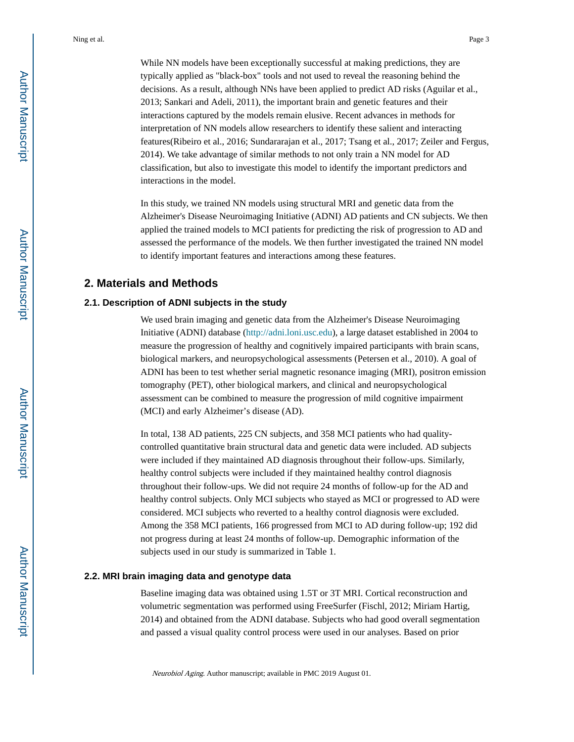While NN models have been exceptionally successful at making predictions, they are typically applied as "black-box" tools and not used to reveal the reasoning behind the decisions. As a result, although NNs have been applied to predict AD risks (Aguilar et al., 2013; Sankari and Adeli, 2011), the important brain and genetic features and their interactions captured by the models remain elusive. Recent advances in methods for interpretation of NN models allow researchers to identify these salient and interacting features(Ribeiro et al., 2016; Sundararajan et al., 2017; Tsang et al., 2017; Zeiler and Fergus, 2014). We take advantage of similar methods to not only train a NN model for AD classification, but also to investigate this model to identify the important predictors and interactions in the model.

In this study, we trained NN models using structural MRI and genetic data from the Alzheimer's Disease Neuroimaging Initiative (ADNI) AD patients and CN subjects. We then applied the trained models to MCI patients for predicting the risk of progression to AD and assessed the performance of the models. We then further investigated the trained NN model to identify important features and interactions among these features.

## 2. Materials and Methods

### 2.1. Description of ADNI subjects in the study

We used brain imaging and genetic data from the Alzheimer's Disease Neuroimaging Initiative (ADNI) database (http://adni.loni.usc.edu), a large dataset established in 2004 to measure the progression of healthy and cognitively impaired participants with brain scans, biological markers, and neuropsychological assessments (Petersen et al., 2010). A goal of ADNI has been to test whether serial magnetic resonance imaging (MRI), positron emission tomography (PET), other biological markers, and clinical and neuropsychological assessment can be combined to measure the progression of mild cognitive impairment (MCI) and early Alzheimer's disease (AD).

In total, 138 AD patients, 225 CN subjects, and 358 MCI patients who had quality-controlled quantitative brain structural data and genetic data were included. AD subjects were included if they maintained AD diagnosis throughout their follow-ups. Similarly, healthy control subjects were included if they maintained healthy control diagnosis throughout their follow-ups. We did not require 24 months of follow-up for the AD and healthy control subjects. Only MCI subjects who stayed as MCI or progressed to AD were considered. MCI subjects who reverted to a healthy control diagnosis were excluded. Among the 358 MCI patients, 166 progressed from MCI to AD during follow-up; 192 did not progress during at least 24 months of follow-up. Demographic information of the subjects used in our study is summarized in Table 1.

### 2.2. MRI brain imaging data and genotype data

Baseline imaging data was obtained using 1.5T or 3T MRI. Cortical reconstruction and volumetric segmentation was performed using FreeSurfer (Fischl, 2012; Miriam Hartig, 2014) and obtained from the ADNI database. Subjects who had good overall segmentation and passed a visual quality control process were used in our analyses. Based on prior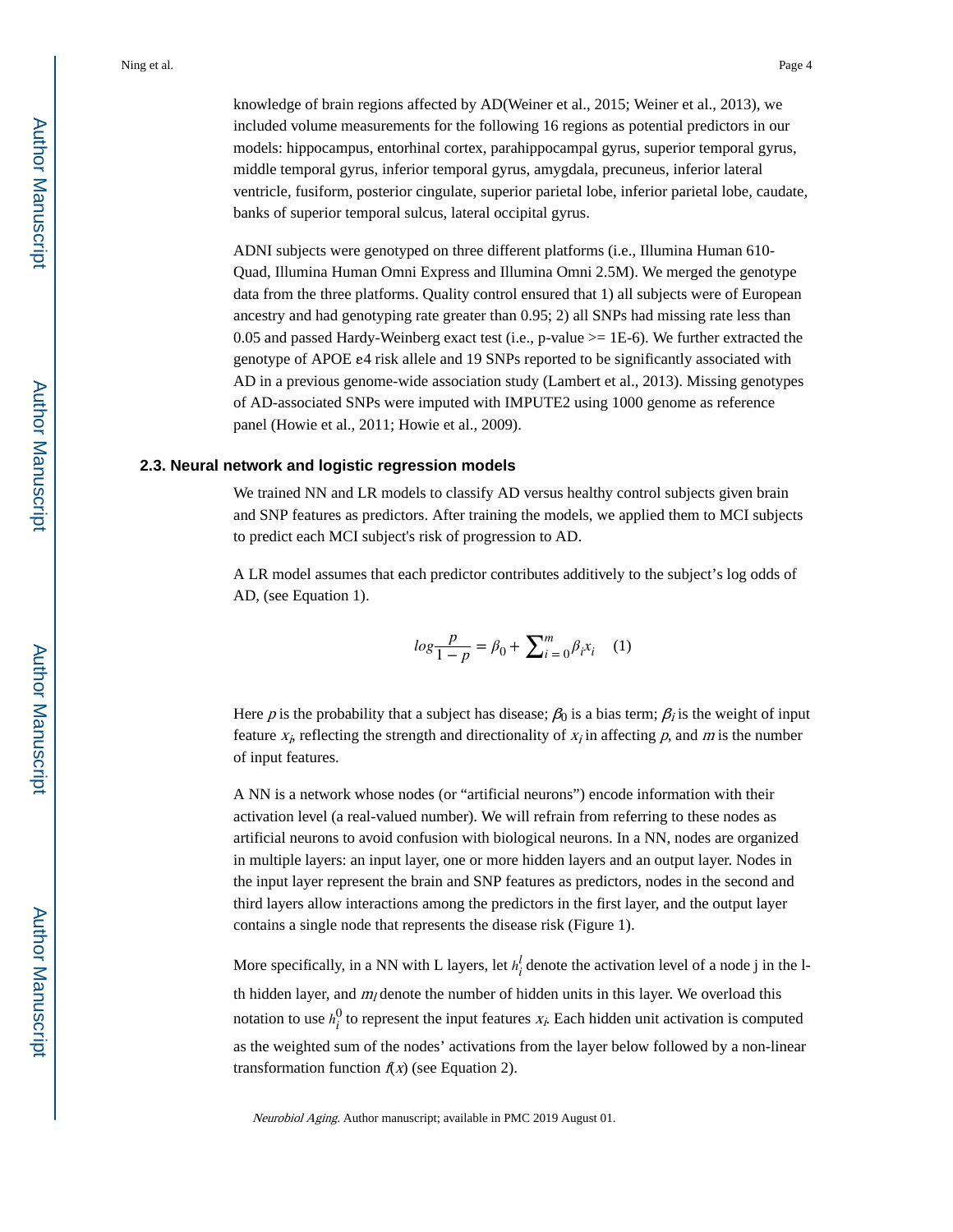knowledge of brain regions affected by AD(Weiner et al., 2015; Weiner et al., 2013), we included volume measurements for the following 16 regions as potential predictors in our models: hippocampus, entorhinal cortex, parahippocampal gyrus, superior temporal gyrus, middle temporal gyrus, inferior temporal gyrus, amygdala, precuneus, inferior lateral ventricle, fusiform, posterior cingulate, superior parietal lobe, inferior parietal lobe, caudate, banks of superior temporal sulcus, lateral occipital gyrus.

ADNI subjects were genotyped on three different platforms (i.e., Illumina Human 610-Quad, Illumina Human Omni Express and Illumina Omni 2.5M). We merged the genotype data from the three platforms. Quality control ensured that 1) all subjects were of European ancestry and had genotyping rate greater than 0.95; 2) all SNPs had missing rate less than 0.05 and passed Hardy-Weinberg exact test (i.e., p-value >= 1E-6). We further extracted the genotype of APOE ε4 risk allele and 19 SNPs reported to be significantly associated with AD in a previous genome-wide association study (Lambert et al., 2013). Missing genotypes of AD-associated SNPs were imputed with IMPUTE2 using 1000 genome as reference panel (Howie et al., 2011; Howie et al., 2009).

### 2.3. Neural network and logistic regression models

We trained NN and LR models to classify AD versus healthy control subjects given brain and SNP features as predictors. After training the models, we applied them to MCI subjects to predict each MCI subject's risk of progression to AD.

A LR model assumes that each predictor contributes additively to the subject's log odds of AD, (see Equation 1).

$$log\frac{p}{1-p} = \beta_0 + \sum_{i=0}^{m} \beta_i x_i \quad (1)$$

Here $p$ is the probability that a subject has disease; $\beta_0$ is a bias term; $\beta_i$ is the weight of input feature $x_i$, reflecting the strength and directionality of $x_i$ in affecting $p$, and $m$ is the number of input features.

A NN is a network whose nodes (or "artificial neurons") encode information with their activation level (a real-valued number). We will refrain from referring to these nodes as artificial neurons to avoid confusion with biological neurons. In a NN, nodes are organized in multiple layers: an input layer, one or more hidden layers and an output layer. Nodes in the input layer represent the brain and SNP features as predictors, nodes in the second and third layers allow interactions among the predictors in the first layer, and the output layer contains a single node that represents the disease risk (Figure 1).

More specifically, in a NN with L layers, let $h_i^l$ denote the activation level of a node j in the l-th hidden layer, and $m_l$ denote the number of hidden units in this layer. We overload this notation to use $h_i^0$ to represent the input features $x_i$. Each hidden unit activation is computed as the weighted sum of the nodes' activations from the layer below followed by a non-linear transformation function $f(x)$ (see Equation 2).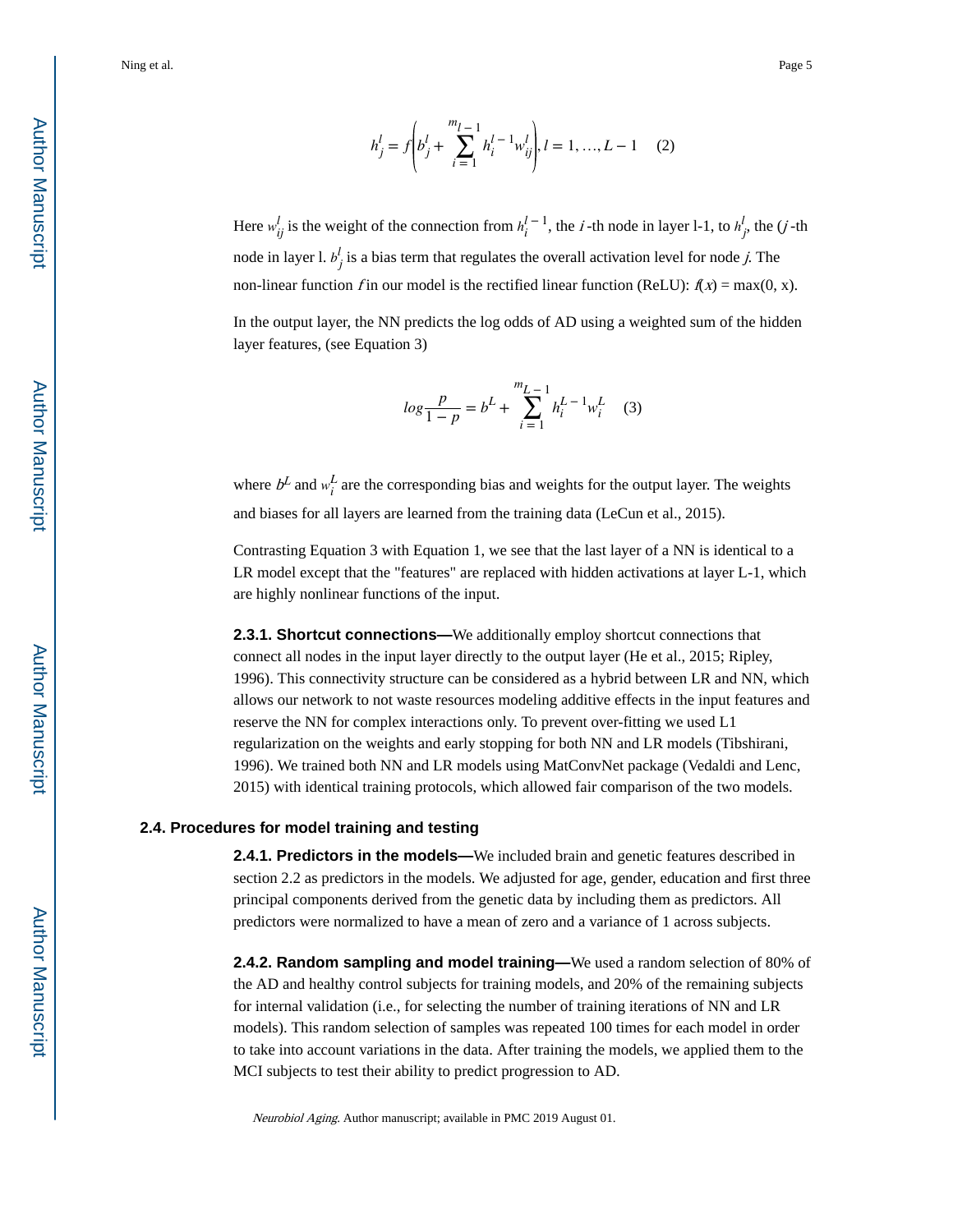$$h_j^l = f\left(b_j^l + \sum_{i=1}^{m_{l-1}} h_i^{l-1} w_{ij}^l\right), l = 1, \ldots, L-1 \quad (2)$$

Here $w_{ij}^l$ is the weight of the connection from $h_i^{l-1}$, the $i$-th node in layer l-1, to $h_j^l$, the ($j$-th node in layer l. $b_j^l$ is a bias term that regulates the overall activation level for node $j$. The non-linear function $f$ in our model is the rectified linear function (ReLU): $f(x) = \max(0, x)$.

In the output layer, the NN predicts the log odds of AD using a weighted sum of the hidden layer features, (see Equation 3)

$$log\frac{p}{1-p} = b^L + \sum_{i=1}^{m_{L-1}} h_i^{L-1} w_i^L \quad (3)$$

where $b^L$ and $w_i^L$ are the corresponding bias and weights for the output layer. The weights and biases for all layers are learned from the training data (LeCun et al., 2015).

Contrasting Equation 3 with Equation 1, we see that the last layer of a NN is identical to a LR model except that the "features" are replaced with hidden activations at layer L-1, which are highly nonlinear functions of the input.

**2.3.1. Shortcut connections—**We additionally employ shortcut connections that connect all nodes in the input layer directly to the output layer (He et al., 2015; Ripley, 1996). This connectivity structure can be considered as a hybrid between LR and NN, which allows our network to not waste resources modeling additive effects in the input features and reserve the NN for complex interactions only. To prevent over-fitting we used L1 regularization on the weights and early stopping for both NN and LR models (Tibshirani, 1996). We trained both NN and LR models using MatConvNet package (Vedaldi and Lenc, 2015) with identical training protocols, which allowed fair comparison of the two models.

### 2.4. Procedures for model training and testing

**2.4.1. Predictors in the models—**We included brain and genetic features described in section 2.2 as predictors in the models. We adjusted for age, gender, education and first three principal components derived from the genetic data by including them as predictors. All predictors were normalized to have a mean of zero and a variance of 1 across subjects.

**2.4.2. Random sampling and model training—**We used a random selection of 80% of the AD and healthy control subjects for training models, and 20% of the remaining subjects for internal validation (i.e., for selecting the number of training iterations of NN and LR models). This random selection of samples was repeated 100 times for each model in order to take into account variations in the data. After training the models, we applied them to the MCI subjects to test their ability to predict progression to AD.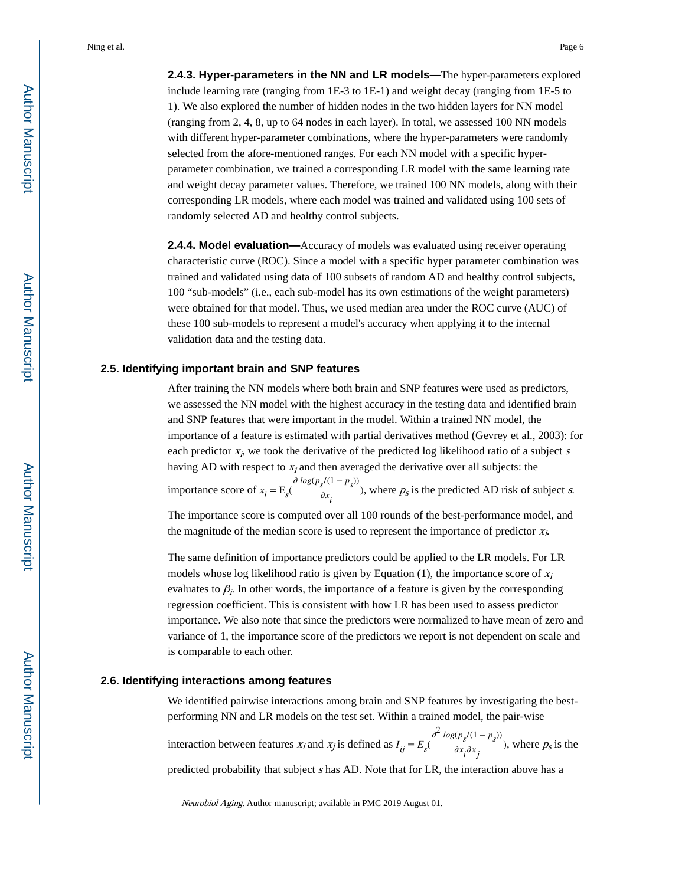**2.4.3. Hyper-parameters in the NN and LR models—**The hyper-parameters explored include learning rate (ranging from 1E-3 to 1E-1) and weight decay (ranging from 1E-5 to 1). We also explored the number of hidden nodes in the two hidden layers for NN model (ranging from 2, 4, 8, up to 64 nodes in each layer). In total, we assessed 100 NN models with different hyper-parameter combinations, where the hyper-parameters were randomly selected from the afore-mentioned ranges. For each NN model with a specific hyper-parameter combination, we trained a corresponding LR model with the same learning rate and weight decay parameter values. Therefore, we trained 100 NN models, along with their corresponding LR models, where each model was trained and validated using 100 sets of randomly selected AD and healthy control subjects.

**2.4.4. Model evaluation—**Accuracy of models was evaluated using receiver operating characteristic curve (ROC). Since a model with a specific hyper parameter combination was trained and validated using data of 100 subsets of random AD and healthy control subjects, 100 "sub-models" (i.e., each sub-model has its own estimations of the weight parameters) were obtained for that model. Thus, we used median area under the ROC curve (AUC) of these 100 sub-models to represent a model's accuracy when applying it to the internal validation data and the testing data.

### 2.5. Identifying important brain and SNP features

After training the NN models where both brain and SNP features were used as predictors, we assessed the NN model with the highest accuracy in the testing data and identified brain and SNP features that were important in the model. Within a trained NN model, the importance of a feature is estimated with partial derivatives method (Gevrey et al., 2003): for each predictor $x_i$, we took the derivative of the predicted log likelihood ratio of a subject $s$ having AD with respect to $x_i$ and then averaged the derivative over all subjects: the importance score of $x_i = \mathrm{E}_s\left(\frac{\partial \log(p_s/(1-p_s))}{\partial x_i}\right)$, where $p_s$ is the predicted AD risk of subject $s$.

The importance score is computed over all 100 rounds of the best-performance model, and the magnitude of the median score is used to represent the importance of predictor $x_i$.

The same definition of importance predictors could be applied to the LR models. For LR models whose log likelihood ratio is given by Equation (1), the importance score of $x_i$ evaluates to $\beta_i$. In other words, the importance of a feature is given by the corresponding regression coefficient. This is consistent with how LR has been used to assess predictor importance. We also note that since the predictors were normalized to have mean of zero and variance of 1, the importance score of the predictors we report is not dependent on scale and is comparable to each other.

### 2.6. Identifying interactions among features

We identified pairwise interactions among brain and SNP features by investigating the best-performing NN and LR models on the test set. Within a trained model, the pair-wise interaction between features $x_i$ and $x_j$ is defined as $I_{ij} = E_s\left(\frac{\partial^2 \log(p_s/(1-p_s))}{\partial x_i \partial x_j}\right)$, where $p_s$ is the predicted probability that subject $s$ has AD. Note that for LR, the interaction above has a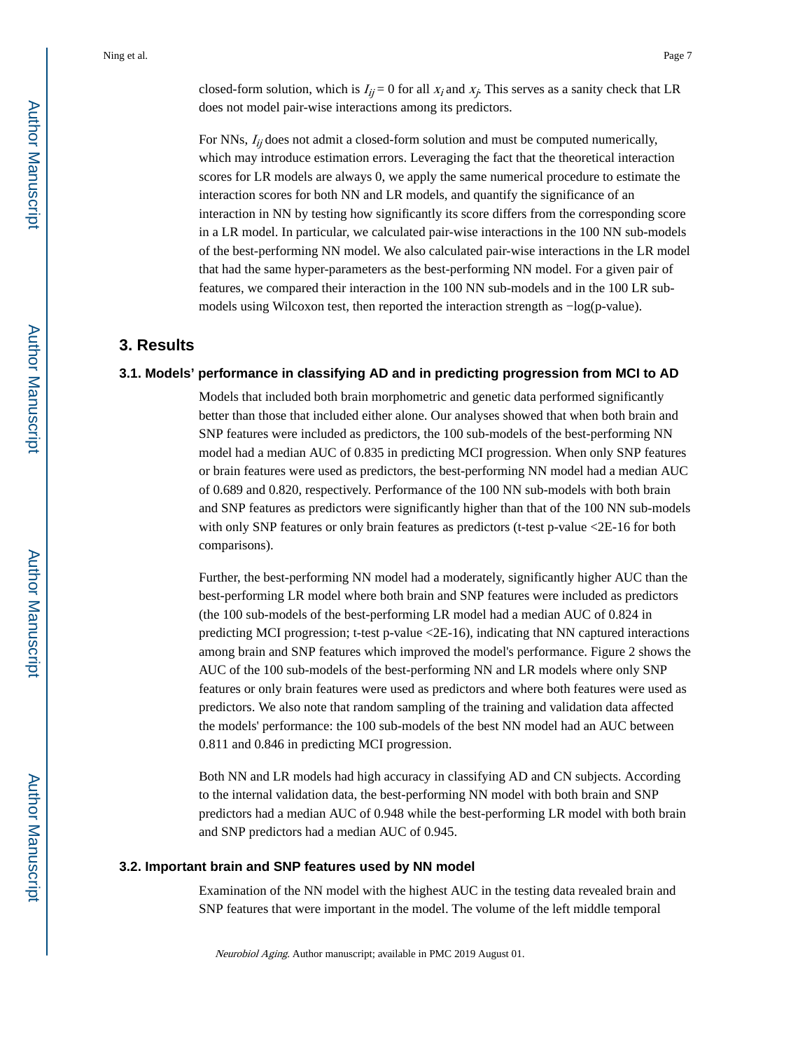closed-form solution, which is $I_{ij} = 0$ for all $x_i$ and $x_j$. This serves as a sanity check that LR does not model pair-wise interactions among its predictors.

For NNs, $I_{ij}$ does not admit a closed-form solution and must be computed numerically, which may introduce estimation errors. Leveraging the fact that the theoretical interaction scores for LR models are always 0, we apply the same numerical procedure to estimate the interaction scores for both NN and LR models, and quantify the significance of an interaction in NN by testing how significantly its score differs from the corresponding score in a LR model. In particular, we calculated pair-wise interactions in the 100 NN sub-models of the best-performing NN model. We also calculated pair-wise interactions in the LR model that had the same hyper-parameters as the best-performing NN model. For a given pair of features, we compared their interaction in the 100 NN sub-models and in the 100 LR sub-models using Wilcoxon test, then reported the interaction strength as −log(p-value).

## 3. Results

### 3.1. Models' performance in classifying AD and in predicting progression from MCI to AD

Models that included both brain morphometric and genetic data performed significantly better than those that included either alone. Our analyses showed that when both brain and SNP features were included as predictors, the 100 sub-models of the best-performing NN model had a median AUC of 0.835 in predicting MCI progression. When only SNP features or brain features were used as predictors, the best-performing NN model had a median AUC of 0.689 and 0.820, respectively. Performance of the 100 NN sub-models with both brain and SNP features as predictors were significantly higher than that of the 100 NN sub-models with only SNP features or only brain features as predictors (t-test p-value <2E-16 for both comparisons).

Further, the best-performing NN model had a moderately, significantly higher AUC than the best-performing LR model where both brain and SNP features were included as predictors (the 100 sub-models of the best-performing LR model had a median AUC of 0.824 in predicting MCI progression; t-test p-value <2E-16), indicating that NN captured interactions among brain and SNP features which improved the model's performance. Figure 2 shows the AUC of the 100 sub-models of the best-performing NN and LR models where only SNP features or only brain features were used as predictors and where both features were used as predictors. We also note that random sampling of the training and validation data affected the models' performance: the 100 sub-models of the best NN model had an AUC between 0.811 and 0.846 in predicting MCI progression.

Both NN and LR models had high accuracy in classifying AD and CN subjects. According to the internal validation data, the best-performing NN model with both brain and SNP predictors had a median AUC of 0.948 while the best-performing LR model with both brain and SNP predictors had a median AUC of 0.945.

### 3.2. Important brain and SNP features used by NN model

Examination of the NN model with the highest AUC in the testing data revealed brain and SNP features that were important in the model. The volume of the left middle temporal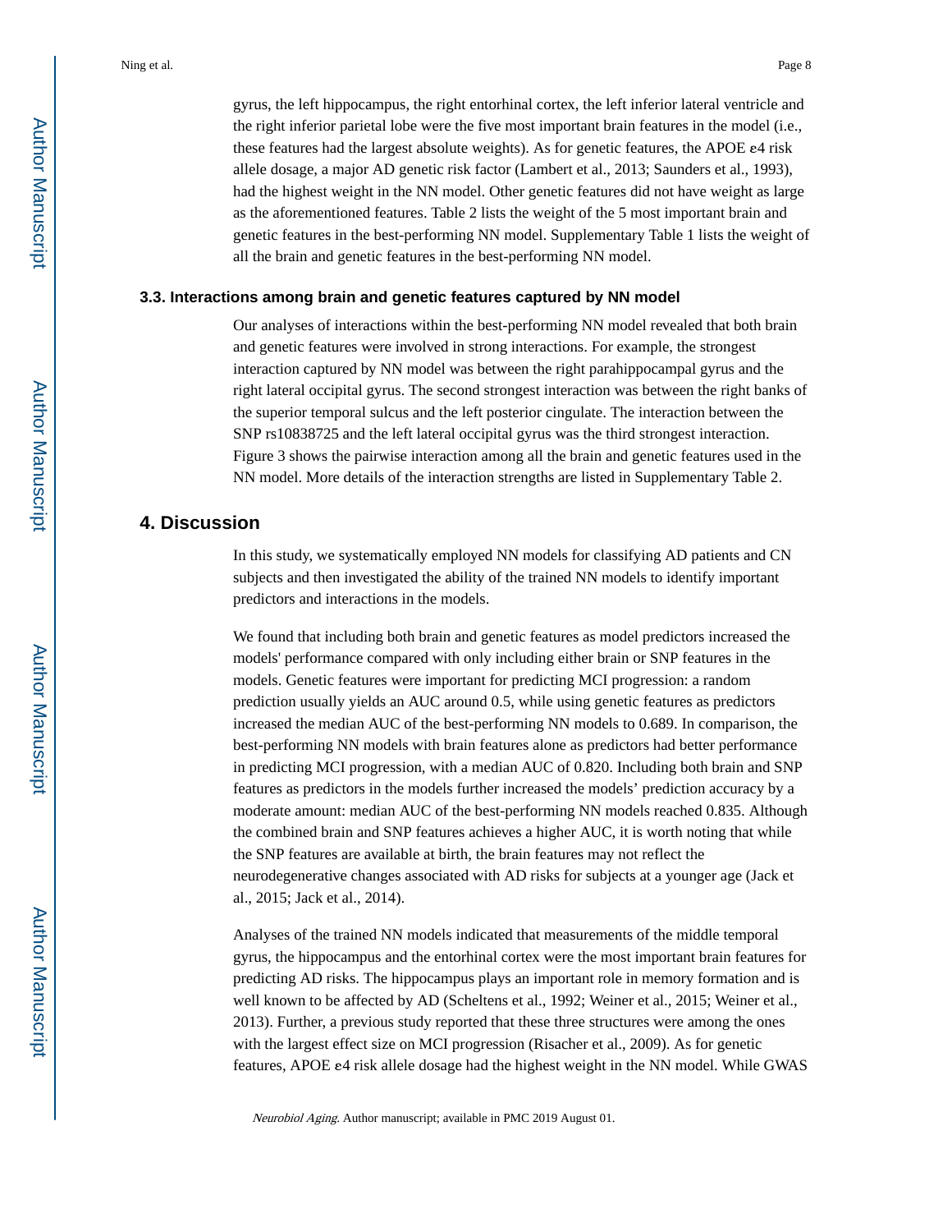gyrus, the left hippocampus, the right entorhinal cortex, the left inferior lateral ventricle and the right inferior parietal lobe were the five most important brain features in the model (i.e., these features had the largest absolute weights). As for genetic features, the APOE ε4 risk allele dosage, a major AD genetic risk factor (Lambert et al., 2013; Saunders et al., 1993), had the highest weight in the NN model. Other genetic features did not have weight as large as the aforementioned features. Table 2 lists the weight of the 5 most important brain and genetic features in the best-performing NN model. Supplementary Table 1 lists the weight of all the brain and genetic features in the best-performing NN model.

### 3.3. Interactions among brain and genetic features captured by NN model

Our analyses of interactions within the best-performing NN model revealed that both brain and genetic features were involved in strong interactions. For example, the strongest interaction captured by NN model was between the right parahippocampal gyrus and the right lateral occipital gyrus. The second strongest interaction was between the right banks of the superior temporal sulcus and the left posterior cingulate. The interaction between the SNP rs10838725 and the left lateral occipital gyrus was the third strongest interaction. Figure 3 shows the pairwise interaction among all the brain and genetic features used in the NN model. More details of the interaction strengths are listed in Supplementary Table 2.

## 4. Discussion

In this study, we systematically employed NN models for classifying AD patients and CN subjects and then investigated the ability of the trained NN models to identify important predictors and interactions in the models.

We found that including both brain and genetic features as model predictors increased the models' performance compared with only including either brain or SNP features in the models. Genetic features were important for predicting MCI progression: a random prediction usually yields an AUC around 0.5, while using genetic features as predictors increased the median AUC of the best-performing NN models to 0.689. In comparison, the best-performing NN models with brain features alone as predictors had better performance in predicting MCI progression, with a median AUC of 0.820. Including both brain and SNP features as predictors in the models further increased the models' prediction accuracy by a moderate amount: median AUC of the best-performing NN models reached 0.835. Although the combined brain and SNP features achieves a higher AUC, it is worth noting that while the SNP features are available at birth, the brain features may not reflect the neurodegenerative changes associated with AD risks for subjects at a younger age (Jack et al., 2015; Jack et al., 2014).

Analyses of the trained NN models indicated that measurements of the middle temporal gyrus, the hippocampus and the entorhinal cortex were the most important brain features for predicting AD risks. The hippocampus plays an important role in memory formation and is well known to be affected by AD (Scheltens et al., 1992; Weiner et al., 2015; Weiner et al., 2013). Further, a previous study reported that these three structures were among the ones with the largest effect size on MCI progression (Risacher et al., 2009). As for genetic features, APOE ε4 risk allele dosage had the highest weight in the NN model. While GWAS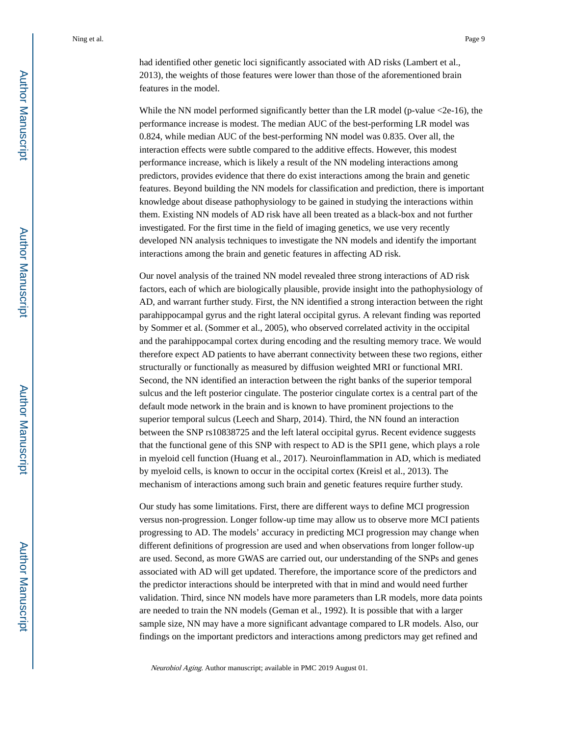had identified other genetic loci significantly associated with AD risks (Lambert et al., 2013), the weights of those features were lower than those of the aforementioned brain features in the model.

While the NN model performed significantly better than the LR model (p-value <2e-16), the performance increase is modest. The median AUC of the best-performing LR model was 0.824, while median AUC of the best-performing NN model was 0.835. Over all, the interaction effects were subtle compared to the additive effects. However, this modest performance increase, which is likely a result of the NN modeling interactions among predictors, provides evidence that there do exist interactions among the brain and genetic features. Beyond building the NN models for classification and prediction, there is important knowledge about disease pathophysiology to be gained in studying the interactions within them. Existing NN models of AD risk have all been treated as a black-box and not further investigated. For the first time in the field of imaging genetics, we use very recently developed NN analysis techniques to investigate the NN models and identify the important interactions among the brain and genetic features in affecting AD risk.

Our novel analysis of the trained NN model revealed three strong interactions of AD risk factors, each of which are biologically plausible, provide insight into the pathophysiology of AD, and warrant further study. First, the NN identified a strong interaction between the right parahippocampal gyrus and the right lateral occipital gyrus. A relevant finding was reported by Sommer et al. (Sommer et al., 2005), who observed correlated activity in the occipital and the parahippocampal cortex during encoding and the resulting memory trace. We would therefore expect AD patients to have aberrant connectivity between these two regions, either structurally or functionally as measured by diffusion weighted MRI or functional MRI. Second, the NN identified an interaction between the right banks of the superior temporal sulcus and the left posterior cingulate. The posterior cingulate cortex is a central part of the default mode network in the brain and is known to have prominent projections to the superior temporal sulcus (Leech and Sharp, 2014). Third, the NN found an interaction between the SNP rs10838725 and the left lateral occipital gyrus. Recent evidence suggests that the functional gene of this SNP with respect to AD is the SPI1 gene, which plays a role in myeloid cell function (Huang et al., 2017). Neuroinflammation in AD, which is mediated by myeloid cells, is known to occur in the occipital cortex (Kreisl et al., 2013). The mechanism of interactions among such brain and genetic features require further study.

Our study has some limitations. First, there are different ways to define MCI progression versus non-progression. Longer follow-up time may allow us to observe more MCI patients progressing to AD. The models' accuracy in predicting MCI progression may change when different definitions of progression are used and when observations from longer follow-up are used. Second, as more GWAS are carried out, our understanding of the SNPs and genes associated with AD will get updated. Therefore, the importance score of the predictors and the predictor interactions should be interpreted with that in mind and would need further validation. Third, since NN models have more parameters than LR models, more data points are needed to train the NN models (Geman et al., 1992). It is possible that with a larger sample size, NN may have a more significant advantage compared to LR models. Also, our findings on the important predictors and interactions among predictors may get refined and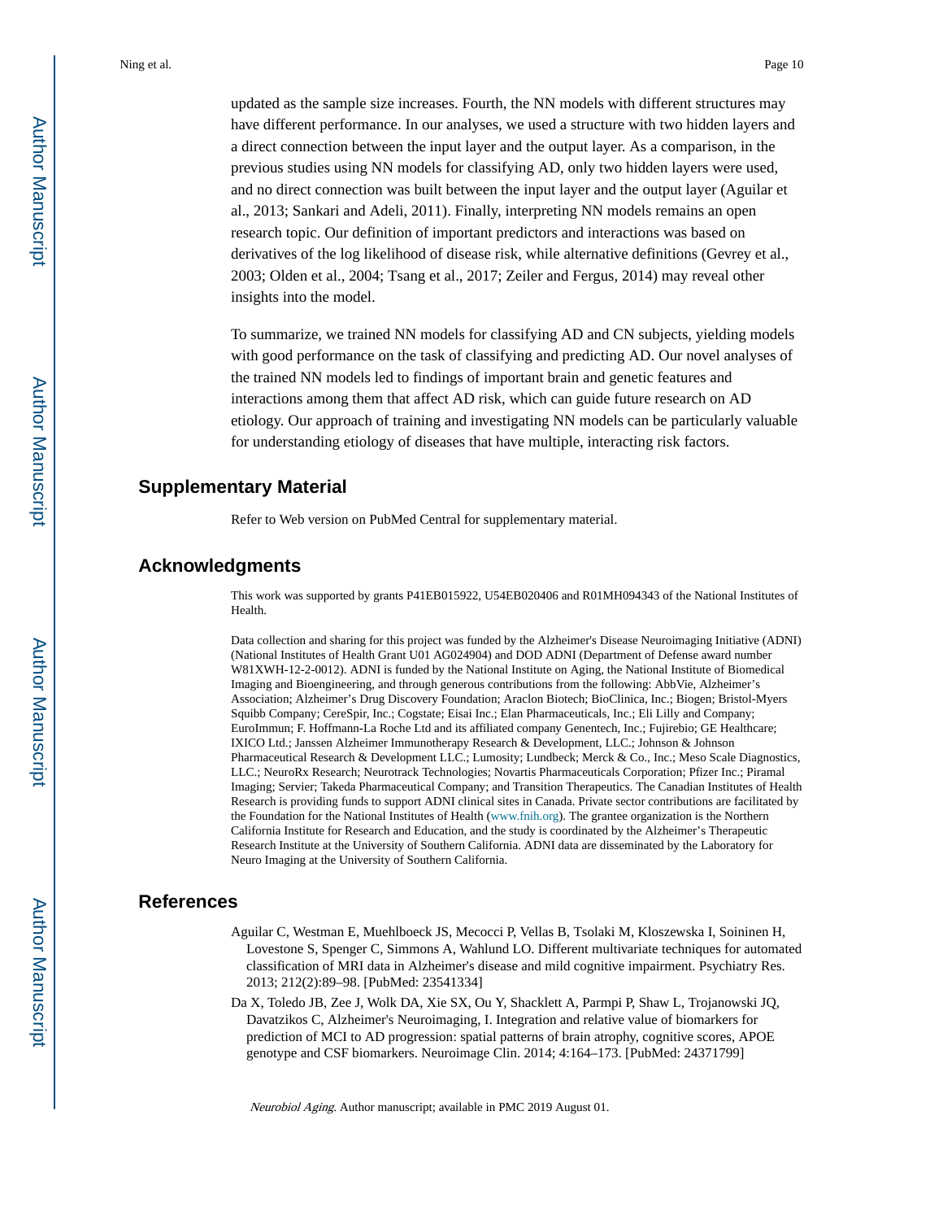updated as the sample size increases. Fourth, the NN models with different structures may have different performance. In our analyses, we used a structure with two hidden layers and a direct connection between the input layer and the output layer. As a comparison, in the previous studies using NN models for classifying AD, only two hidden layers were used, and no direct connection was built between the input layer and the output layer (Aguilar et al., 2013; Sankari and Adeli, 2011). Finally, interpreting NN models remains an open research topic. Our definition of important predictors and interactions was based on derivatives of the log likelihood of disease risk, while alternative definitions (Gevrey et al., 2003; Olden et al., 2004; Tsang et al., 2017; Zeiler and Fergus, 2014) may reveal other insights into the model.

To summarize, we trained NN models for classifying AD and CN subjects, yielding models with good performance on the task of classifying and predicting AD. Our novel analyses of the trained NN models led to findings of important brain and genetic features and interactions among them that affect AD risk, which can guide future research on AD etiology. Our approach of training and investigating NN models can be particularly valuable for understanding etiology of diseases that have multiple, interacting risk factors.

## Supplementary Material

Refer to Web version on PubMed Central for supplementary material.

## Acknowledgments

This work was supported by grants P41EB015922, U54EB020406 and R01MH094343 of the National Institutes of Health.

Data collection and sharing for this project was funded by the Alzheimer's Disease Neuroimaging Initiative (ADNI) (National Institutes of Health Grant U01 AG024904) and DOD ADNI (Department of Defense award number W81XWH-12-2-0012). ADNI is funded by the National Institute on Aging, the National Institute of Biomedical Imaging and Bioengineering, and through generous contributions from the following: AbbVie, Alzheimer's Association; Alzheimer's Drug Discovery Foundation; Araclon Biotech; BioClinica, Inc.; Biogen; Bristol-Myers Squibb Company; CereSpir, Inc.; Cogstate; Eisai Inc.; Elan Pharmaceuticals, Inc.; Eli Lilly and Company; EuroImmun; F. Hoffmann-La Roche Ltd and its affiliated company Genentech, Inc.; Fujirebio; GE Healthcare; IXICO Ltd.; Janssen Alzheimer Immunotherapy Research & Development, LLC.; Johnson & Johnson Pharmaceutical Research & Development LLC.; Lumosity; Lundbeck; Merck & Co., Inc.; Meso Scale Diagnostics, LLC.; NeuroRx Research; Neurotrack Technologies; Novartis Pharmaceuticals Corporation; Pfizer Inc.; Piramal Imaging; Servier; Takeda Pharmaceutical Company; and Transition Therapeutics. The Canadian Institutes of Health Research is providing funds to support ADNI clinical sites in Canada. Private sector contributions are facilitated by the Foundation for the National Institutes of Health (www.fnih.org). The grantee organization is the Northern California Institute for Research and Education, and the study is coordinated by the Alzheimer's Therapeutic Research Institute at the University of Southern California. ADNI data are disseminated by the Laboratory for Neuro Imaging at the University of Southern California.

## References

Aguilar C, Westman E, Muehlboeck JS, Mecocci P, Vellas B, Tsolaki M, Kloszewska I, Soininen H, Lovestone S, Spenger C, Simmons A, Wahlund LO. Different multivariate techniques for automated classification of MRI data in Alzheimer's disease and mild cognitive impairment. Psychiatry Res. 2013; 212(2):89–98. [PubMed: 23541334]

Da X, Toledo JB, Zee J, Wolk DA, Xie SX, Ou Y, Shacklett A, Parmpi P, Shaw L, Trojanowski JQ, Davatzikos C, Alzheimer's Neuroimaging, I. Integration and relative value of biomarkers for prediction of MCI to AD progression: spatial patterns of brain atrophy, cognitive scores, APOE genotype and CSF biomarkers. Neuroimage Clin. 2014; 4:164–173. [PubMed: 24371799]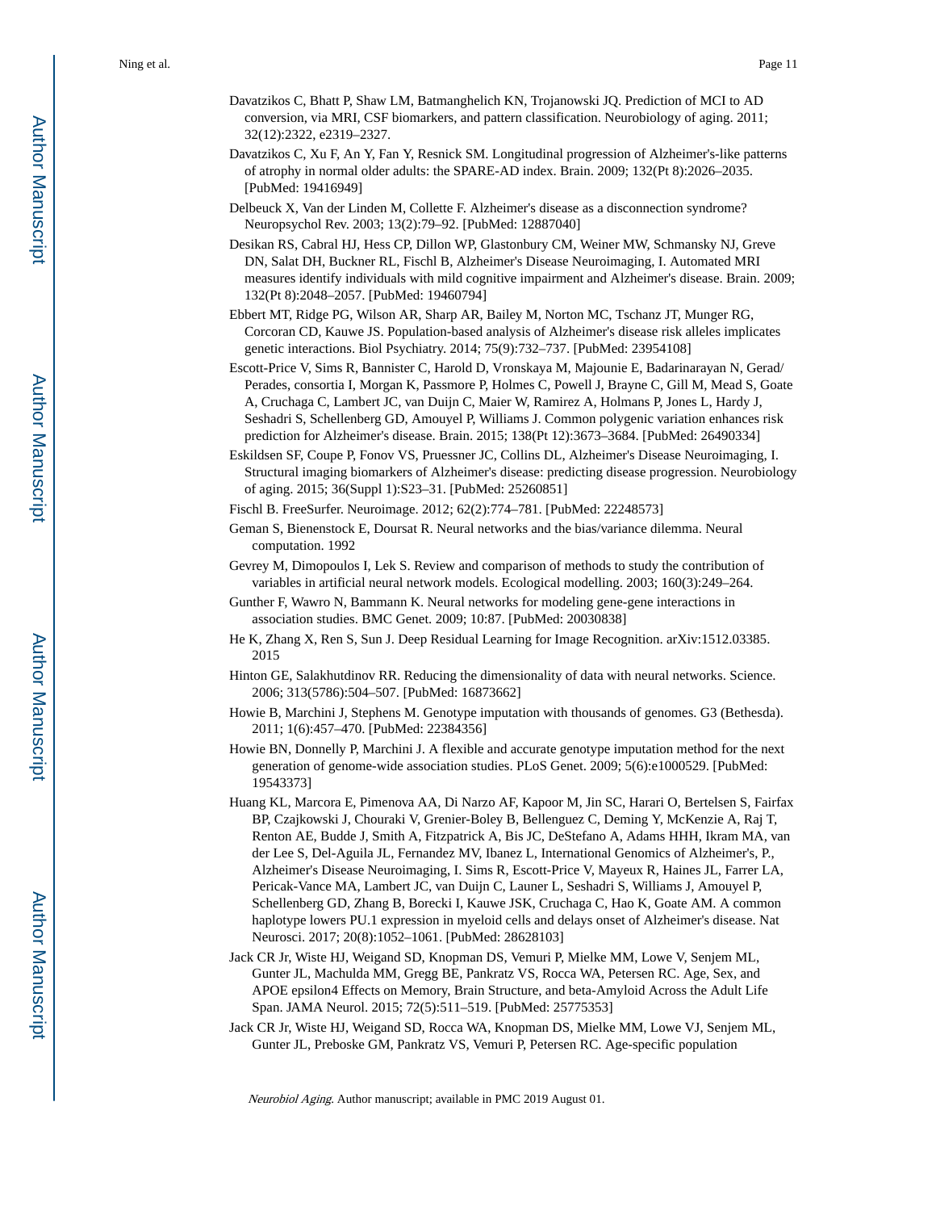Davatzikos C, Bhatt P, Shaw LM, Batmanghelich KN, Trojanowski JQ. Prediction of MCI to AD conversion, via MRI, CSF biomarkers, and pattern classification. Neurobiology of aging. 2011; 32(12):2322, e2319–2327.

Davatzikos C, Xu F, An Y, Fan Y, Resnick SM. Longitudinal progression of Alzheimer's-like patterns of atrophy in normal older adults: the SPARE-AD index. Brain. 2009; 132(Pt 8):2026–2035. [PubMed: 19416949]

Delbeuck X, Van der Linden M, Collette F. Alzheimer's disease as a disconnection syndrome? Neuropsychol Rev. 2003; 13(2):79–92. [PubMed: 12887040]

Desikan RS, Cabral HJ, Hess CP, Dillon WP, Glastonbury CM, Weiner MW, Schmansky NJ, Greve DN, Salat DH, Buckner RL, Fischl B, Alzheimer's Disease Neuroimaging, I. Automated MRI measures identify individuals with mild cognitive impairment and Alzheimer's disease. Brain. 2009; 132(Pt 8):2048–2057. [PubMed: 19460794]

Ebbert MT, Ridge PG, Wilson AR, Sharp AR, Bailey M, Norton MC, Tschanz JT, Munger RG, Corcoran CD, Kauwe JS. Population-based analysis of Alzheimer's disease risk alleles implicates genetic interactions. Biol Psychiatry. 2014; 75(9):732–737. [PubMed: 23954108]

Escott-Price V, Sims R, Bannister C, Harold D, Vronskaya M, Majounie E, Badarinarayan N, Gerad/Perades, consortia I, Morgan K, Passmore P, Holmes C, Powell J, Brayne C, Gill M, Mead S, Goate A, Cruchaga C, Lambert JC, van Duijn C, Maier W, Ramirez A, Holmans P, Jones L, Hardy J, Seshadri S, Schellenberg GD, Amouyel P, Williams J. Common polygenic variation enhances risk prediction for Alzheimer's disease. Brain. 2015; 138(Pt 12):3673–3684. [PubMed: 26490334]

Eskildsen SF, Coupe P, Fonov VS, Pruessner JC, Collins DL, Alzheimer's Disease Neuroimaging, I. Structural imaging biomarkers of Alzheimer's disease: predicting disease progression. Neurobiology of aging. 2015; 36(Suppl 1):S23–31. [PubMed: 25260851]

Fischl B. FreeSurfer. Neuroimage. 2012; 62(2):774–781. [PubMed: 22248573]

Geman S, Bienenstock E, Doursat R. Neural networks and the bias/variance dilemma. Neural computation. 1992

Gevrey M, Dimopoulos I, Lek S. Review and comparison of methods to study the contribution of variables in artificial neural network models. Ecological modelling. 2003; 160(3):249–264.

Gunther F, Wawro N, Bammann K. Neural networks for modeling gene-gene interactions in association studies. BMC Genet. 2009; 10:87. [PubMed: 20030838]

He K, Zhang X, Ren S, Sun J. Deep Residual Learning for Image Recognition. arXiv:1512.03385. 2015

Hinton GE, Salakhutdinov RR. Reducing the dimensionality of data with neural networks. Science. 2006; 313(5786):504–507. [PubMed: 16873662]

Howie B, Marchini J, Stephens M. Genotype imputation with thousands of genomes. G3 (Bethesda). 2011; 1(6):457–470. [PubMed: 22384356]

Howie BN, Donnelly P, Marchini J. A flexible and accurate genotype imputation method for the next generation of genome-wide association studies. PLoS Genet. 2009; 5(6):e1000529. [PubMed: 19543373]

Huang KL, Marcora E, Pimenova AA, Di Narzo AF, Kapoor M, Jin SC, Harari O, Bertelsen S, Fairfax BP, Czajkowski J, Chouraki V, Grenier-Boley B, Bellenguez C, Deming Y, McKenzie A, Raj T, Renton AE, Budde J, Smith A, Fitzpatrick A, Bis JC, DeStefano A, Adams HHH, Ikram MA, van der Lee S, Del-Aguila JL, Fernandez MV, Ibanez L, International Genomics of Alzheimer's, P., Alzheimer's Disease Neuroimaging, I. Sims R, Escott-Price V, Mayeux R, Haines JL, Farrer LA, Pericak-Vance MA, Lambert JC, van Duijn C, Launer L, Seshadri S, Williams J, Amouyel P, Schellenberg GD, Zhang B, Borecki I, Kauwe JSK, Cruchaga C, Hao K, Goate AM. A common haplotype lowers PU.1 expression in myeloid cells and delays onset of Alzheimer's disease. Nat Neurosci. 2017; 20(8):1052–1061. [PubMed: 28628103]

Jack CR Jr, Wiste HJ, Weigand SD, Knopman DS, Vemuri P, Mielke MM, Lowe V, Senjem ML, Gunter JL, Machulda MM, Gregg BE, Pankratz VS, Rocca WA, Petersen RC. Age, Sex, and APOE epsilon4 Effects on Memory, Brain Structure, and beta-Amyloid Across the Adult Life Span. JAMA Neurol. 2015; 72(5):511–519. [PubMed: 25775353]

Jack CR Jr, Wiste HJ, Weigand SD, Rocca WA, Knopman DS, Mielke MM, Lowe VJ, Senjem ML, Gunter JL, Preboske GM, Pankratz VS, Vemuri P, Petersen RC. Age-specific population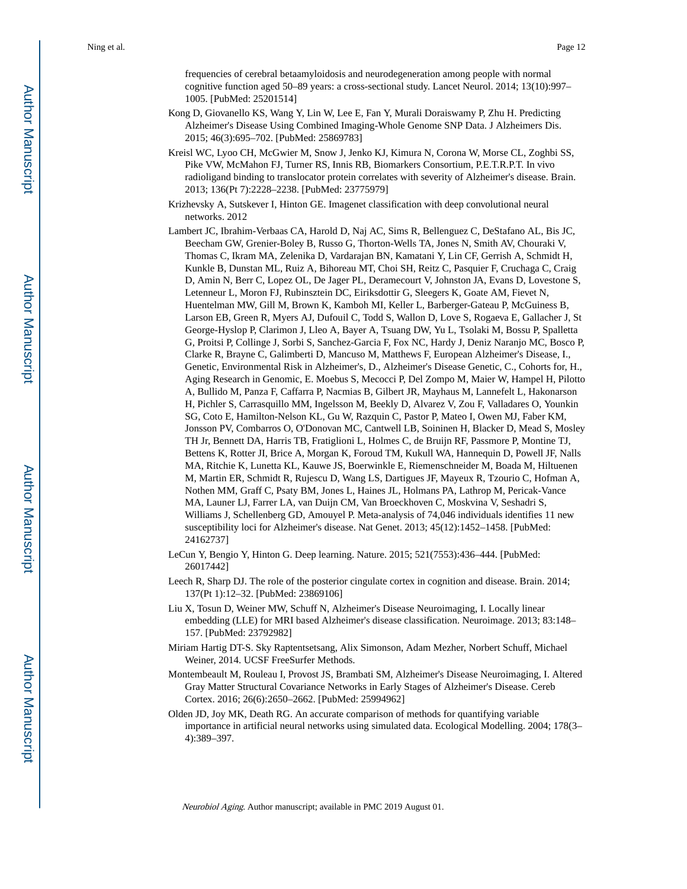frequencies of cerebral betaamyloidosis and neurodegeneration among people with normal cognitive function aged 50–89 years: a cross-sectional study. Lancet Neurol. 2014; 13(10):997–1005. [PubMed: 25201514]

Kong D, Giovanello KS, Wang Y, Lin W, Lee E, Fan Y, Murali Doraiswamy P, Zhu H. Predicting Alzheimer's Disease Using Combined Imaging-Whole Genome SNP Data. J Alzheimers Dis. 2015; 46(3):695–702. [PubMed: 25869783]

Kreisl WC, Lyoo CH, McGwier M, Snow J, Jenko KJ, Kimura N, Corona W, Morse CL, Zoghbi SS, Pike VW, McMahon FJ, Turner RS, Innis RB, Biomarkers Consortium, P.E.T.R.P.T. In vivo radioligand binding to translocator protein correlates with severity of Alzheimer's disease. Brain. 2013; 136(Pt 7):2228–2238. [PubMed: 23775979]

Krizhevsky A, Sutskever I, Hinton GE. Imagenet classification with deep convolutional neural networks. 2012

Lambert JC, Ibrahim-Verbaas CA, Harold D, Naj AC, Sims R, Bellenguez C, DeStafano AL, Bis JC, Beecham GW, Grenier-Boley B, Russo G, Thorton-Wells TA, Jones N, Smith AV, Chouraki V, Thomas C, Ikram MA, Zelenika D, Vardarajan BN, Kamatani Y, Lin CF, Gerrish A, Schmidt H, Kunkle B, Dunstan ML, Ruiz A, Bihoreau MT, Choi SH, Reitz C, Pasquier F, Cruchaga C, Craig D, Amin N, Berr C, Lopez OL, De Jager PL, Deramecourt V, Johnston JA, Evans D, Lovestone S, Letenneur L, Moron FJ, Rubinsztein DC, Eiriksdottir G, Sleegers K, Goate AM, Fievet N, Huentelman MW, Gill M, Brown K, Kamboh MI, Keller L, Barberger-Gateau P, McGuiness B, Larson EB, Green R, Myers AJ, Dufouil C, Todd S, Wallon D, Love S, Rogaeva E, Gallacher J, St George-Hyslop P, Clarimon J, Lleo A, Bayer A, Tsuang DW, Yu L, Tsolaki M, Bossu P, Spalletta G, Proitsi P, Collinge J, Sorbi S, Sanchez-Garcia F, Fox NC, Hardy J, Deniz Naranjo MC, Bosco P, Clarke R, Brayne C, Galimberti D, Mancuso M, Matthews F, European Alzheimer's Disease, I., Genetic, Environmental Risk in Alzheimer's, D., Alzheimer's Disease Genetic, C., Cohorts for, H., Aging Research in Genomic, E. Moebus S, Mecocci P, Del Zompo M, Maier W, Hampel H, Pilotto A, Bullido M, Panza F, Caffarra P, Nacmias B, Gilbert JR, Mayhaus M, Lannefelt L, Hakonarson H, Pichler S, Carrasquillo MM, Ingelsson M, Beekly D, Alvarez V, Zou F, Valladares O, Younkin SG, Coto E, Hamilton-Nelson KL, Gu W, Razquin C, Pastor P, Mateo I, Owen MJ, Faber KM, Jonsson PV, Combarros O, O'Donovan MC, Cantwell LB, Soininen H, Blacker D, Mead S, Mosley TH Jr, Bennett DA, Harris TB, Fratiglioni L, Holmes C, de Bruijn RF, Passmore P, Montine TJ, Bettens K, Rotter JI, Brice A, Morgan K, Foroud TM, Kukull WA, Hannequin D, Powell JF, Nalls MA, Ritchie K, Lunetta KL, Kauwe JS, Boerwinkle E, Riemenschneider M, Boada M, Hiltuenen M, Martin ER, Schmidt R, Rujescu D, Wang LS, Dartigues JF, Mayeux R, Tzourio C, Hofman A, Nothen MM, Graff C, Psaty BM, Jones L, Haines JL, Holmans PA, Lathrop M, Pericak-Vance MA, Launer LJ, Farrer LA, van Duijn CM, Van Broeckhoven C, Moskvina V, Seshadri S, Williams J, Schellenberg GD, Amouyel P. Meta-analysis of 74,046 individuals identifies 11 new susceptibility loci for Alzheimer's disease. Nat Genet. 2013; 45(12):1452–1458. [PubMed: 24162737]

LeCun Y, Bengio Y, Hinton G. Deep learning. Nature. 2015; 521(7553):436–444. [PubMed: 26017442]

Leech R, Sharp DJ. The role of the posterior cingulate cortex in cognition and disease. Brain. 2014; 137(Pt 1):12–32. [PubMed: 23869106]

Liu X, Tosun D, Weiner MW, Schuff N, Alzheimer's Disease Neuroimaging, I. Locally linear embedding (LLE) for MRI based Alzheimer's disease classification. Neuroimage. 2013; 83:148–157. [PubMed: 23792982]

Miriam Hartig DT-S. Sky Raptentsetsang, Alix Simonson, Adam Mezher, Norbert Schuff, Michael Weiner, 2014. UCSF FreeSurfer Methods.

Montembeault M, Rouleau I, Provost JS, Brambati SM, Alzheimer's Disease Neuroimaging, I. Altered Gray Matter Structural Covariance Networks in Early Stages of Alzheimer's Disease. Cereb Cortex. 2016; 26(6):2650–2662. [PubMed: 25994962]

Olden JD, Joy MK, Death RG. An accurate comparison of methods for quantifying variable importance in artificial neural networks using simulated data. Ecological Modelling. 2004; 178(3–4):389–397.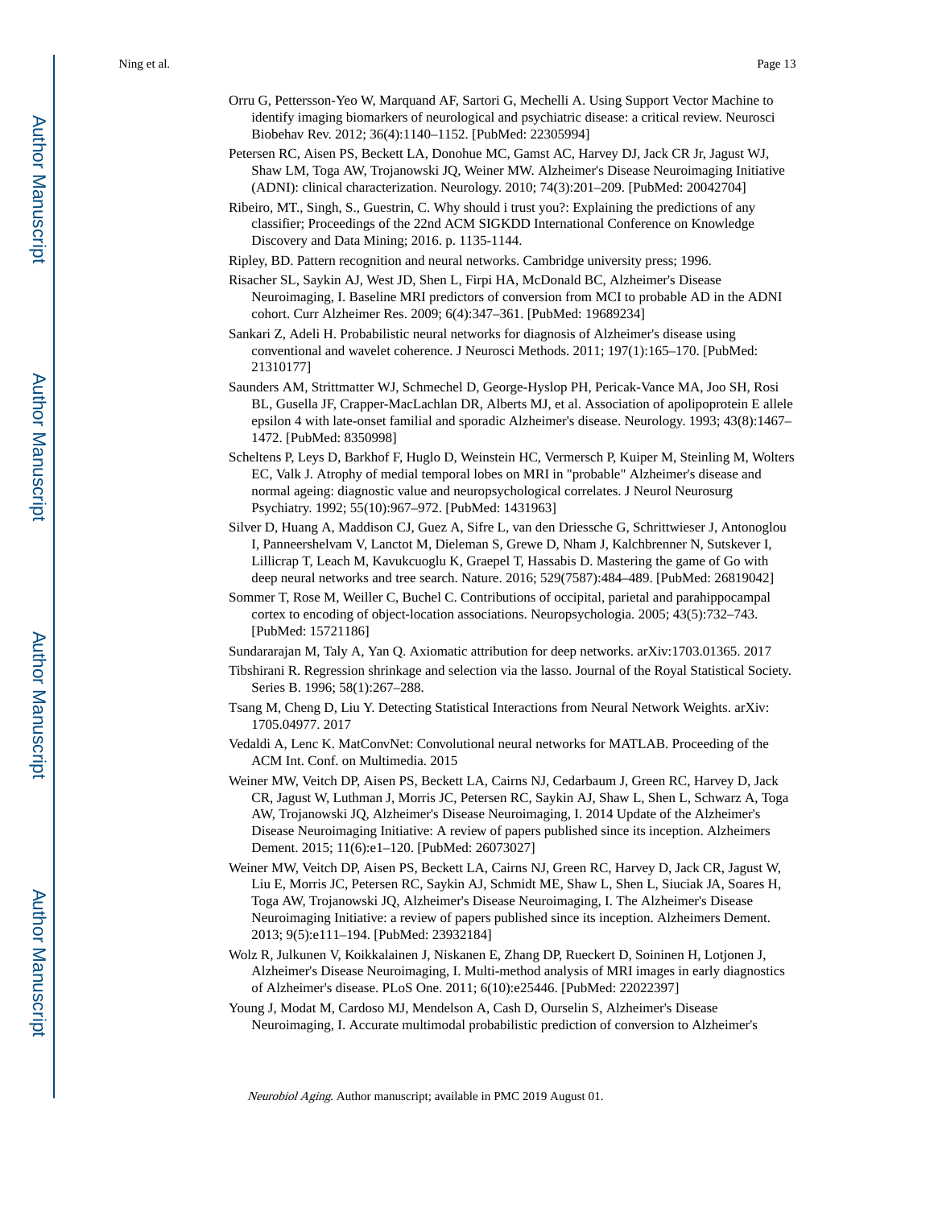Orru G, Pettersson-Yeo W, Marquand AF, Sartori G, Mechelli A. Using Support Vector Machine to identify imaging biomarkers of neurological and psychiatric disease: a critical review. Neurosci Biobehav Rev. 2012; 36(4):1140–1152. [PubMed: 22305994]

Petersen RC, Aisen PS, Beckett LA, Donohue MC, Gamst AC, Harvey DJ, Jack CR Jr, Jagust WJ, Shaw LM, Toga AW, Trojanowski JQ, Weiner MW. Alzheimer's Disease Neuroimaging Initiative (ADNI): clinical characterization. Neurology. 2010; 74(3):201–209. [PubMed: 20042704]

Ribeiro, MT., Singh, S., Guestrin, C. Why should i trust you?: Explaining the predictions of any classifier; Proceedings of the 22nd ACM SIGKDD International Conference on Knowledge Discovery and Data Mining; 2016. p. 1135-1144.

Ripley, BD. Pattern recognition and neural networks. Cambridge university press; 1996.

Risacher SL, Saykin AJ, West JD, Shen L, Firpi HA, McDonald BC, Alzheimer's Disease Neuroimaging, I. Baseline MRI predictors of conversion from MCI to probable AD in the ADNI cohort. Curr Alzheimer Res. 2009; 6(4):347–361. [PubMed: 19689234]

Sankari Z, Adeli H. Probabilistic neural networks for diagnosis of Alzheimer's disease using conventional and wavelet coherence. J Neurosci Methods. 2011; 197(1):165–170. [PubMed: 21310177]

Saunders AM, Strittmatter WJ, Schmechel D, George-Hyslop PH, Pericak-Vance MA, Joo SH, Rosi BL, Gusella JF, Crapper-MacLachlan DR, Alberts MJ, et al. Association of apolipoprotein E allele epsilon 4 with late-onset familial and sporadic Alzheimer's disease. Neurology. 1993; 43(8):1467–1472. [PubMed: 8350998]

Scheltens P, Leys D, Barkhof F, Huglo D, Weinstein HC, Vermersch P, Kuiper M, Steinling M, Wolters EC, Valk J. Atrophy of medial temporal lobes on MRI in "probable" Alzheimer's disease and normal ageing: diagnostic value and neuropsychological correlates. J Neurol Neurosurg Psychiatry. 1992; 55(10):967–972. [PubMed: 1431963]

Silver D, Huang A, Maddison CJ, Guez A, Sifre L, van den Driessche G, Schrittwieser J, Antonoglou I, Panneershelvam V, Lanctot M, Dieleman S, Grewe D, Nham J, Kalchbrenner N, Sutskever I, Lillicrap T, Leach M, Kavukcuoglu K, Graepel T, Hassabis D. Mastering the game of Go with deep neural networks and tree search. Nature. 2016; 529(7587):484–489. [PubMed: 26819042]

Sommer T, Rose M, Weiller C, Buchel C. Contributions of occipital, parietal and parahippocampal cortex to encoding of object-location associations. Neuropsychologia. 2005; 43(5):732–743. [PubMed: 15721186]

Sundararajan M, Taly A, Yan Q. Axiomatic attribution for deep networks. arXiv:1703.01365. 2017

Tibshirani R. Regression shrinkage and selection via the lasso. Journal of the Royal Statistical Society. Series B. 1996; 58(1):267–288.

Tsang M, Cheng D, Liu Y. Detecting Statistical Interactions from Neural Network Weights. arXiv: 1705.04977. 2017

Vedaldi A, Lenc K. MatConvNet: Convolutional neural networks for MATLAB. Proceeding of the ACM Int. Conf. on Multimedia. 2015

Weiner MW, Veitch DP, Aisen PS, Beckett LA, Cairns NJ, Cedarbaum J, Green RC, Harvey D, Jack CR, Jagust W, Luthman J, Morris JC, Petersen RC, Saykin AJ, Shaw L, Shen L, Schwarz A, Toga AW, Trojanowski JQ, Alzheimer's Disease Neuroimaging, I. 2014 Update of the Alzheimer's Disease Neuroimaging Initiative: A review of papers published since its inception. Alzheimers Dement. 2015; 11(6):e1–120. [PubMed: 26073027]

Weiner MW, Veitch DP, Aisen PS, Beckett LA, Cairns NJ, Green RC, Harvey D, Jack CR, Jagust W, Liu E, Morris JC, Petersen RC, Saykin AJ, Schmidt ME, Shaw L, Shen L, Siuciak JA, Soares H, Toga AW, Trojanowski JQ, Alzheimer's Disease Neuroimaging, I. The Alzheimer's Disease Neuroimaging Initiative: a review of papers published since its inception. Alzheimers Dement. 2013; 9(5):e111–194. [PubMed: 23932184]

Wolz R, Julkunen V, Koikkalainen J, Niskanen E, Zhang DP, Rueckert D, Soininen H, Lotjonen J, Alzheimer's Disease Neuroimaging, I. Multi-method analysis of MRI images in early diagnostics of Alzheimer's disease. PLoS One. 2011; 6(10):e25446. [PubMed: 22022397]

Young J, Modat M, Cardoso MJ, Mendelson A, Cash D, Ourselin S, Alzheimer's Disease Neuroimaging, I. Accurate multimodal probabilistic prediction of conversion to Alzheimer's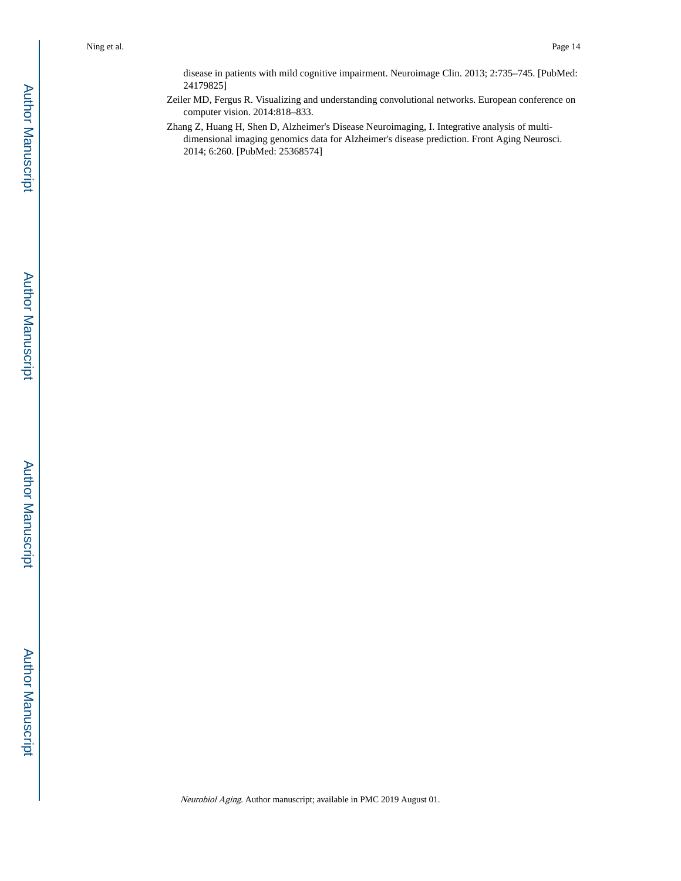disease in patients with mild cognitive impairment. Neuroimage Clin. 2013; 2:735–745. [PubMed: 24179825]

Zeiler MD, Fergus R. Visualizing and understanding convolutional networks. European conference on computer vision. 2014:818–833.

Zhang Z, Huang H, Shen D, Alzheimer's Disease Neuroimaging, I. Integrative analysis of multi-dimensional imaging genomics data for Alzheimer's disease prediction. Front Aging Neurosci. 2014; 6:260. [PubMed: 25368574]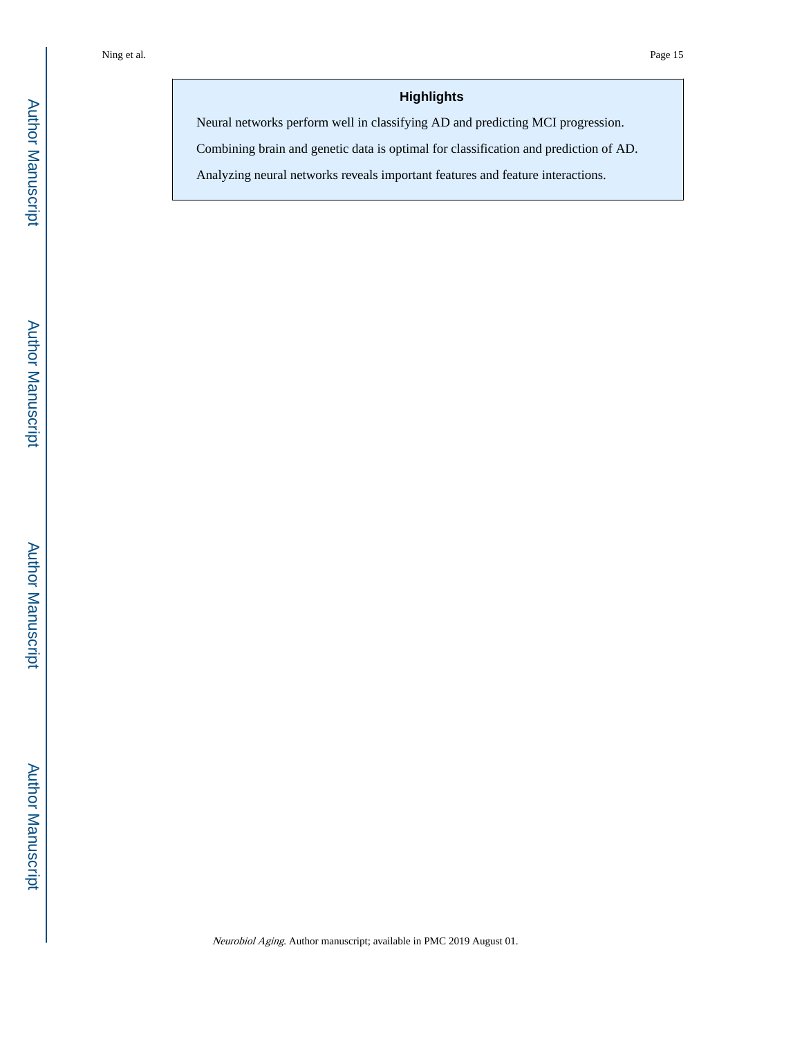## Highlights

- Neural networks perform well in classifying AD and predicting MCI progression.
- Combining brain and genetic data is optimal for classification and prediction of AD.
- Analyzing neural networks reveals important features and feature interactions.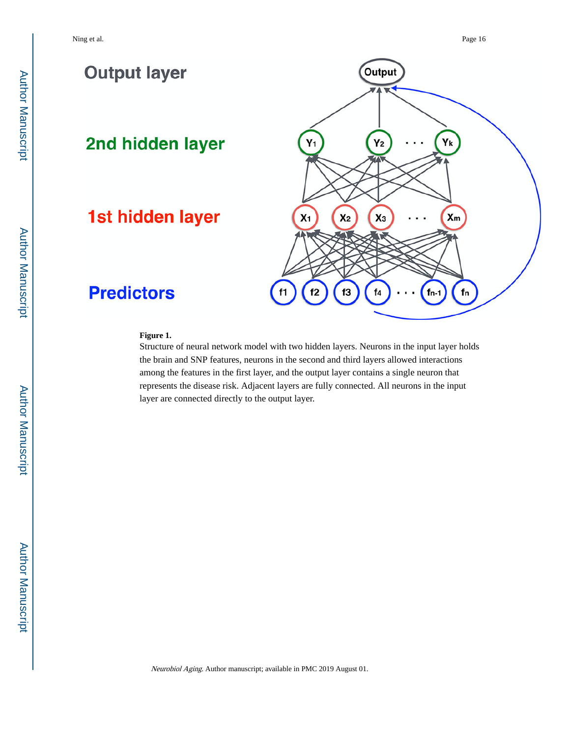**Figure 1.**

Structure of neural network model with two hidden layers. Neurons in the input layer holds the brain and SNP features, neurons in the second and third layers allowed interactions among the features in the first layer, and the output layer contains a single neuron that represents the disease risk. Adjacent layers are fully connected. All neurons in the input layer are connected directly to the output layer.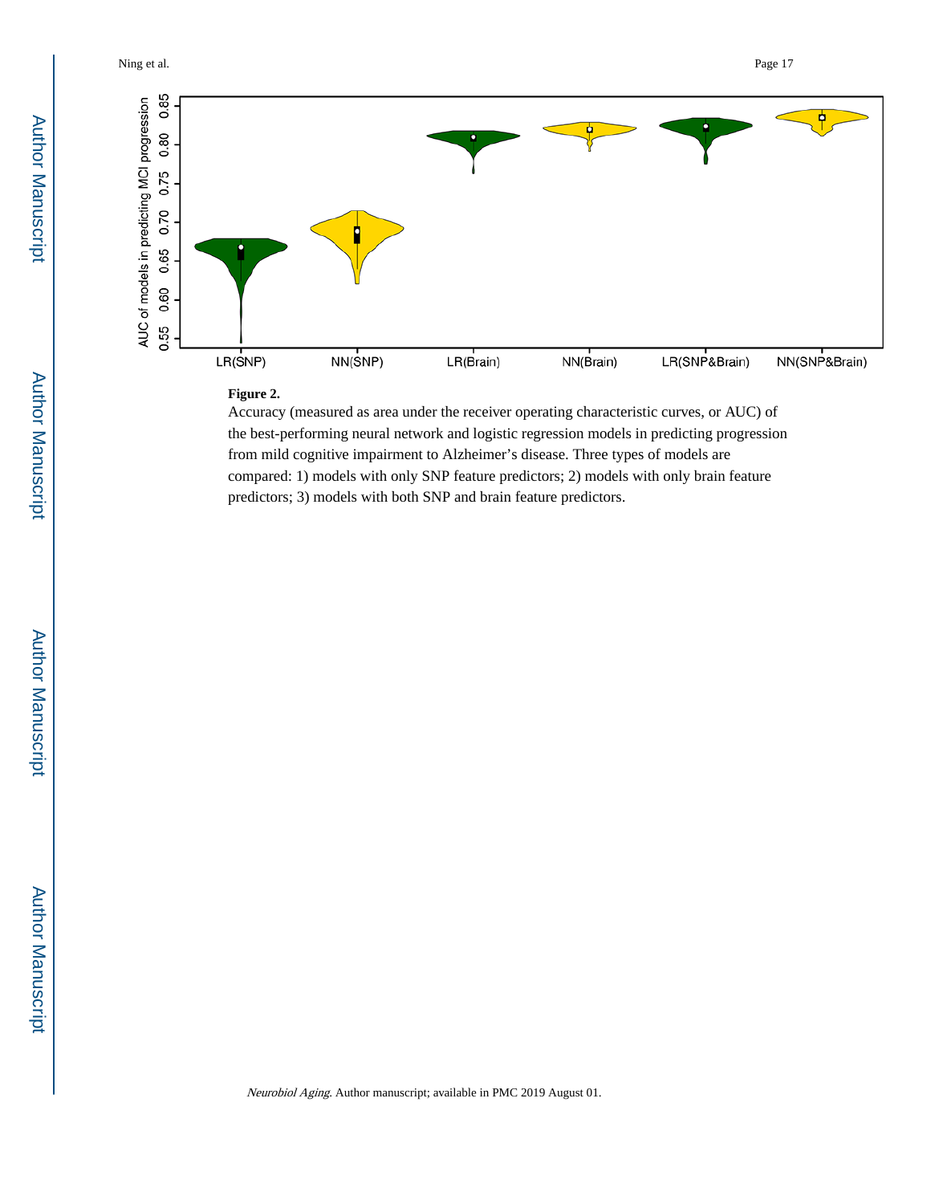**Figure 2.**

Accuracy (measured as area under the receiver operating characteristic curves, or AUC) of the best-performing neural network and logistic regression models in predicting progression from mild cognitive impairment to Alzheimer's disease. Three types of models are compared: 1) models with only SNP feature predictors; 2) models with only brain feature predictors; 3) models with both SNP and brain feature predictors.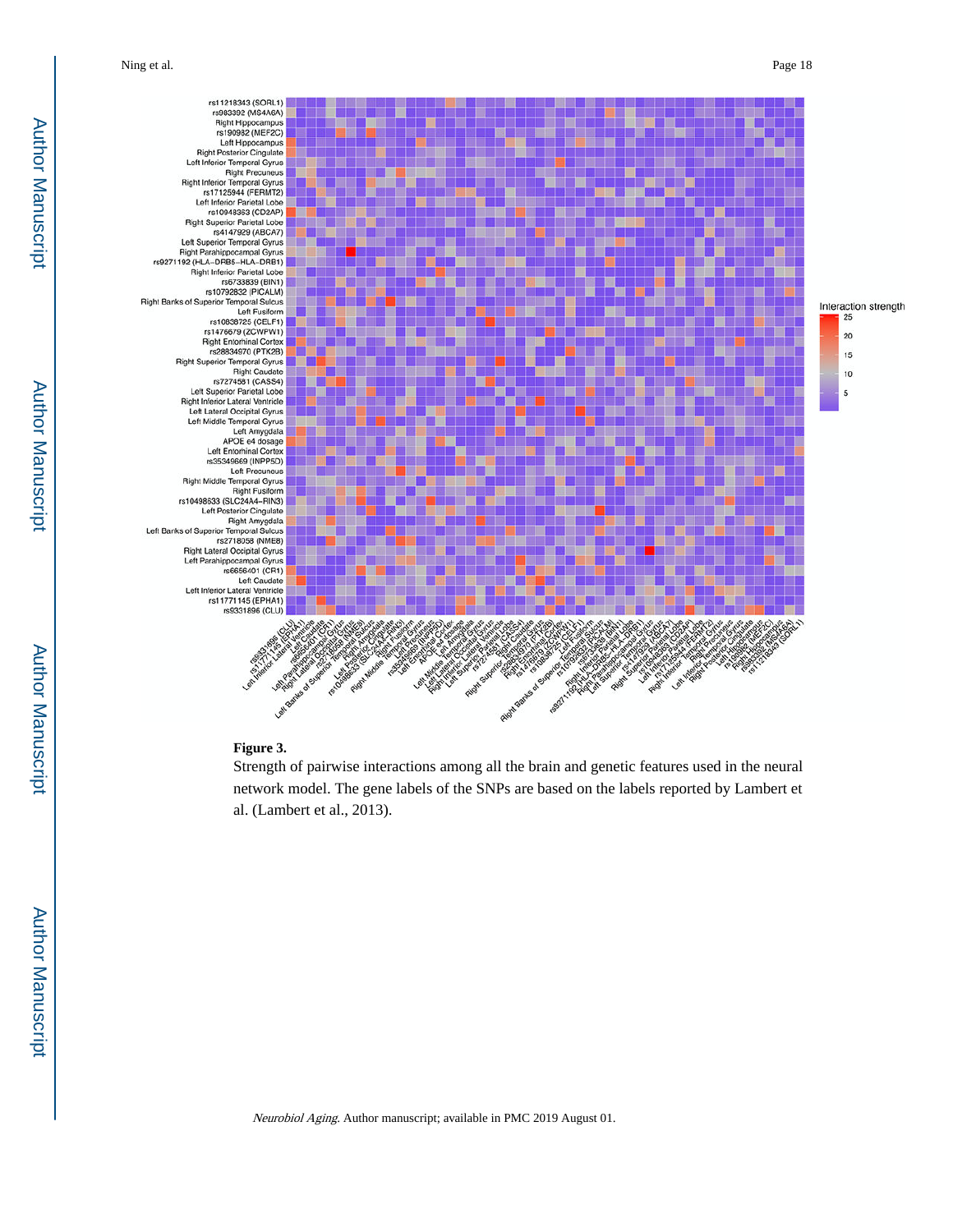**Figure 3.**

Strength of pairwise interactions among all the brain and genetic features used in the neural network model. The gene labels of the SNPs are based on the labels reported by Lambert et al. (Lambert et al., 2013).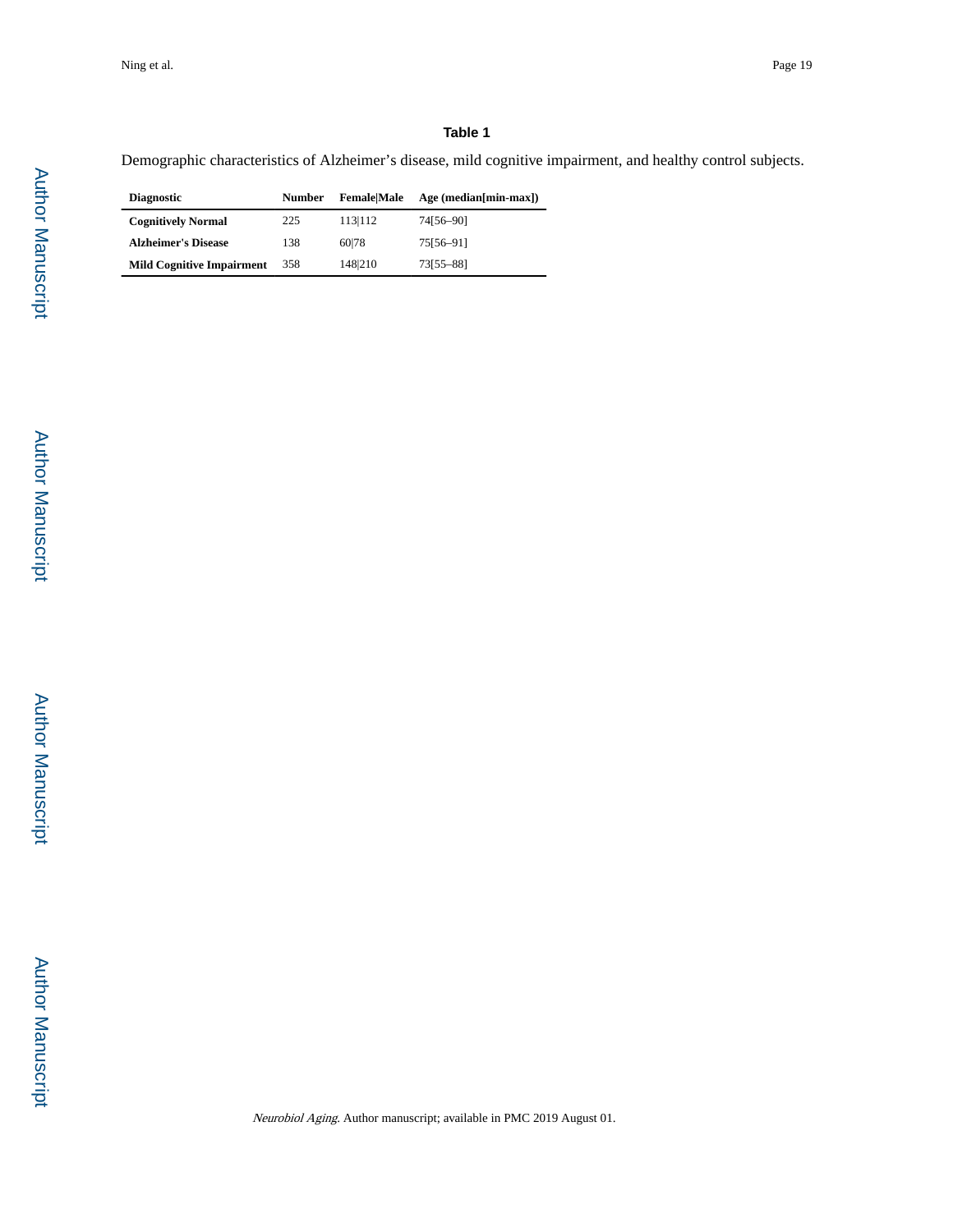**Table 1**

Demographic characteristics of Alzheimer's disease, mild cognitive impairment, and healthy control subjects.

| Diagnostic | Number | Female\|Male | Age (median[min-max]) |
|---|---|---|---|
| **Cognitively Normal** | 225 | 113\|112 | 74[56–90] |
| **Alzheimer's Disease** | 138 | 60\|78 | 75[56–91] |
| **Mild Cognitive Impairment** | 358 | 148\|210 | 73[55–88] |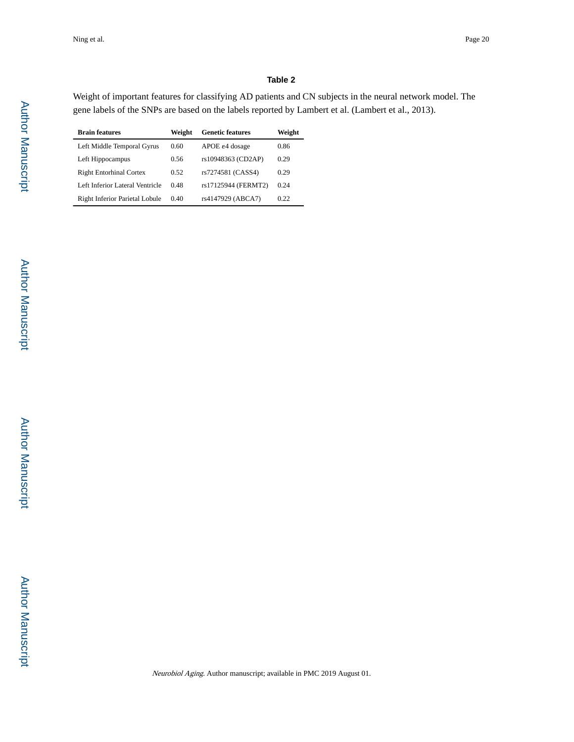### Table 2

Weight of important features for classifying AD patients and CN subjects in the neural network model. The gene labels of the SNPs are based on the labels reported by Lambert et al. (Lambert et al., 2013).

| Brain features | Weight | Genetic features | Weight |
| --- | --- | --- | --- |
| Left Middle Temporal Gyrus | 0.60 | APOE ε4 dosage | 0.86 |
| Left Hippocampus | 0.56 | rs10948363 (CD2AP) | 0.29 |
| Right Entorhinal Cortex | 0.52 | rs7274581 (CASS4) | 0.29 |
| Left Inferior Lateral Ventricle | 0.48 | rs17125944 (FERMT2) | 0.24 |
| Right Inferior Parietal Lobule | 0.40 | rs4147929 (ABCA7) | 0.22 |